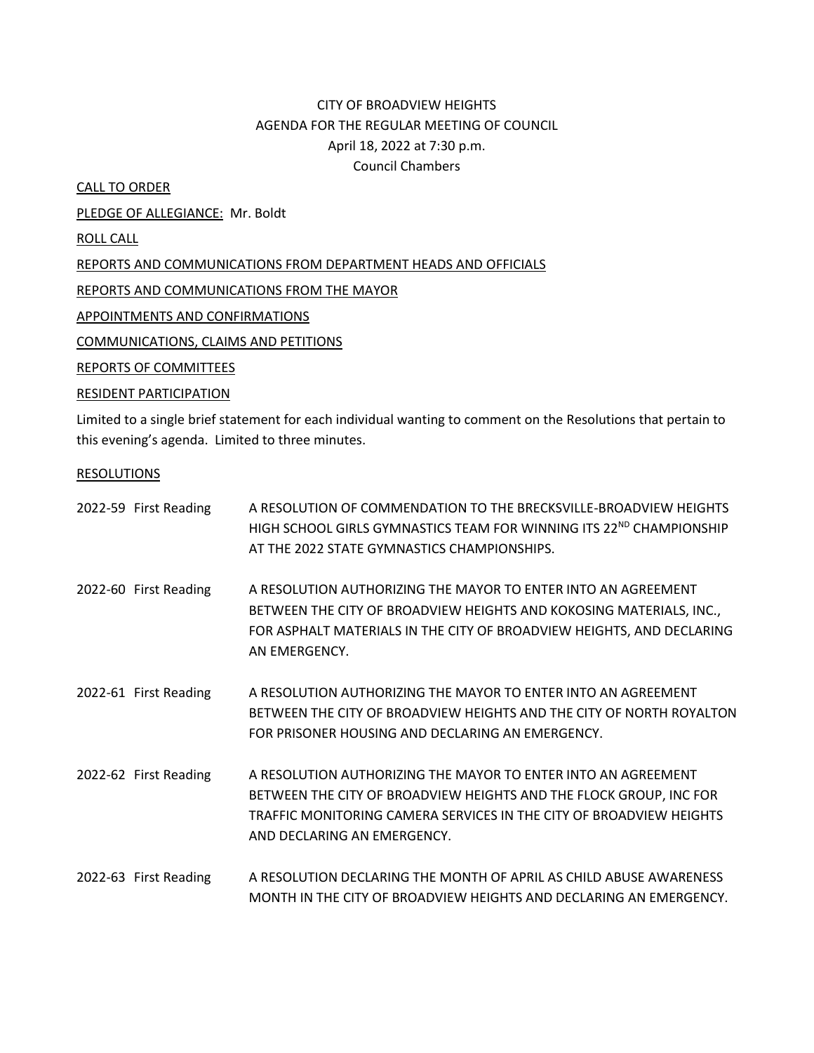CITY OF BROADVIEW HEIGHTS

AGENDA FOR THE REGULAR MEETING OF COUNCIL

April 18, 2022 at 7:30 p.m.

Council Chambers

CALL TO ORDER

PLEDGE OF ALLEGIANCE: Mr. Boldt

ROLL CALL

REPORTS AND COMMUNICATIONS FROM DEPARTMENT HEADS AND OFFICIALS

REPORTS AND COMMUNICATIONS FROM THE MAYOR

APPOINTMENTS AND CONFIRMATIONS

COMMUNICATIONS, CLAIMS AND PETITIONS

REPORTS OF COMMITTEES

RESIDENT PARTICIPATION

Limited to a single brief statement for each individual wanting to comment on the Resolutions that pertain to this evening's agenda. Limited to three minutes.

RESOLUTIONS

| | |
|---|---|
| 2022-59 First Reading | A RESOLUTION OF COMMENDATION TO THE BRECKSVILLE-BROADVIEW HEIGHTS HIGH SCHOOL GIRLS GYMNASTICS TEAM FOR WINNING ITS 22ND CHAMPIONSHIP AT THE 2022 STATE GYMNASTICS CHAMPIONSHIPS. |
| 2022-60 First Reading | A RESOLUTION AUTHORIZING THE MAYOR TO ENTER INTO AN AGREEMENT BETWEEN THE CITY OF BROADVIEW HEIGHTS AND KOKOSING MATERIALS, INC., FOR ASPHALT MATERIALS IN THE CITY OF BROADVIEW HEIGHTS, AND DECLARING AN EMERGENCY. |
| 2022-61 First Reading | A RESOLUTION AUTHORIZING THE MAYOR TO ENTER INTO AN AGREEMENT BETWEEN THE CITY OF BROADVIEW HEIGHTS AND THE CITY OF NORTH ROYALTON FOR PRISONER HOUSING AND DECLARING AN EMERGENCY. |
| 2022-62 First Reading | A RESOLUTION AUTHORIZING THE MAYOR TO ENTER INTO AN AGREEMENT BETWEEN THE CITY OF BROADVIEW HEIGHTS AND THE FLOCK GROUP, INC FOR TRAFFIC MONITORING CAMERA SERVICES IN THE CITY OF BROADVIEW HEIGHTS AND DECLARING AN EMERGENCY. |
| 2022-63 First Reading | A RESOLUTION DECLARING THE MONTH OF APRIL AS CHILD ABUSE AWARENESS MONTH IN THE CITY OF BROADVIEW HEIGHTS AND DECLARING AN EMERGENCY. |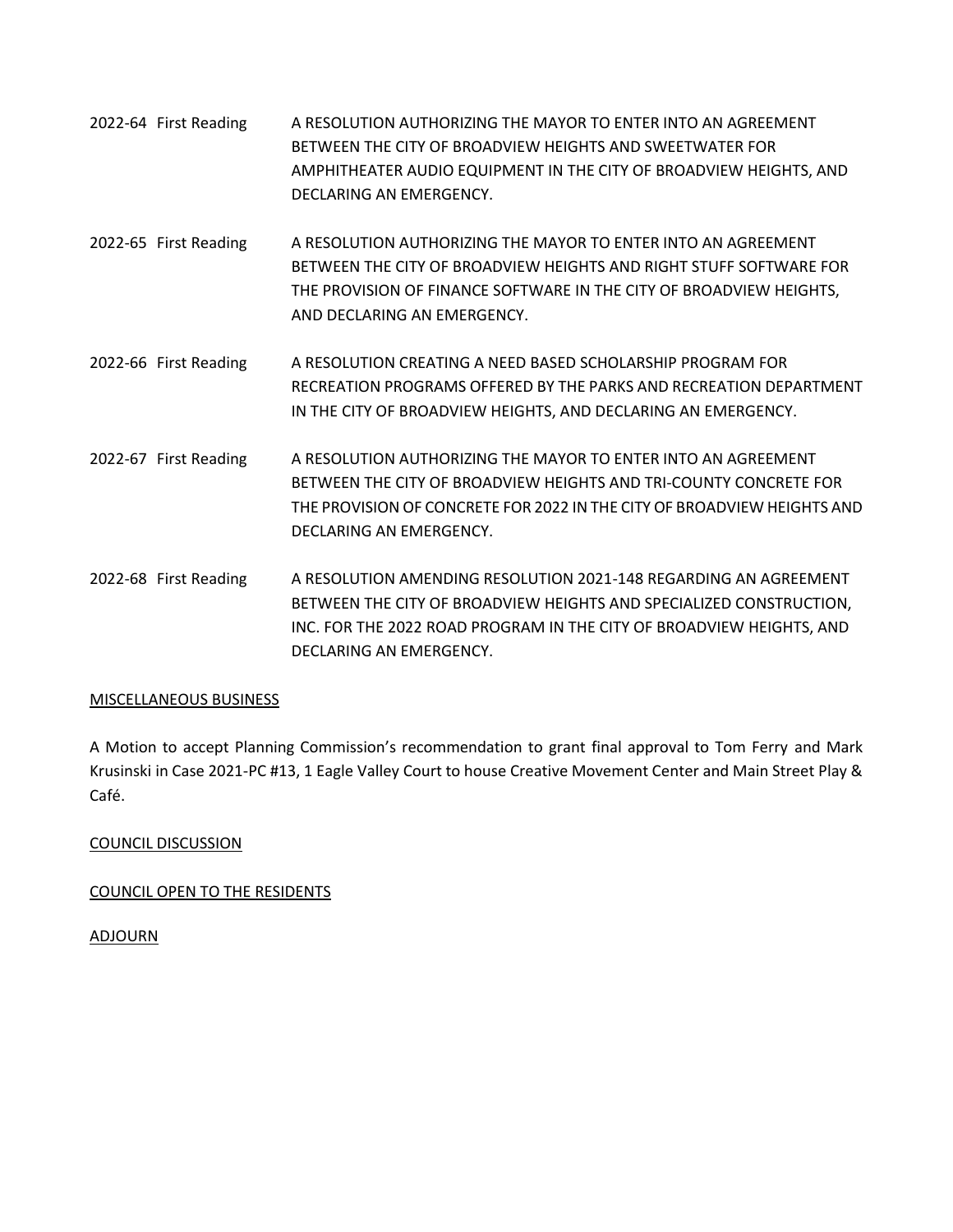2022-64 First Reading A RESOLUTION AUTHORIZING THE MAYOR TO ENTER INTO AN AGREEMENT BETWEEN THE CITY OF BROADVIEW HEIGHTS AND SWEETWATER FOR AMPHITHEATER AUDIO EQUIPMENT IN THE CITY OF BROADVIEW HEIGHTS, AND DECLARING AN EMERGENCY.

2022-65 First Reading A RESOLUTION AUTHORIZING THE MAYOR TO ENTER INTO AN AGREEMENT BETWEEN THE CITY OF BROADVIEW HEIGHTS AND RIGHT STUFF SOFTWARE FOR THE PROVISION OF FINANCE SOFTWARE IN THE CITY OF BROADVIEW HEIGHTS, AND DECLARING AN EMERGENCY.

2022-66 First Reading A RESOLUTION CREATING A NEED BASED SCHOLARSHIP PROGRAM FOR RECREATION PROGRAMS OFFERED BY THE PARKS AND RECREATION DEPARTMENT IN THE CITY OF BROADVIEW HEIGHTS, AND DECLARING AN EMERGENCY.

2022-67 First Reading A RESOLUTION AUTHORIZING THE MAYOR TO ENTER INTO AN AGREEMENT BETWEEN THE CITY OF BROADVIEW HEIGHTS AND TRI-COUNTY CONCRETE FOR THE PROVISION OF CONCRETE FOR 2022 IN THE CITY OF BROADVIEW HEIGHTS AND DECLARING AN EMERGENCY.

2022-68 First Reading A RESOLUTION AMENDING RESOLUTION 2021-148 REGARDING AN AGREEMENT BETWEEN THE CITY OF BROADVIEW HEIGHTS AND SPECIALIZED CONSTRUCTION, INC. FOR THE 2022 ROAD PROGRAM IN THE CITY OF BROADVIEW HEIGHTS, AND DECLARING AN EMERGENCY.

MISCELLANEOUS BUSINESS

A Motion to accept Planning Commission's recommendation to grant final approval to Tom Ferry and Mark Krusinski in Case 2021-PC #13, 1 Eagle Valley Court to house Creative Movement Center and Main Street Play & Café.

COUNCIL DISCUSSION

COUNCIL OPEN TO THE RESIDENTS

ADJOURN